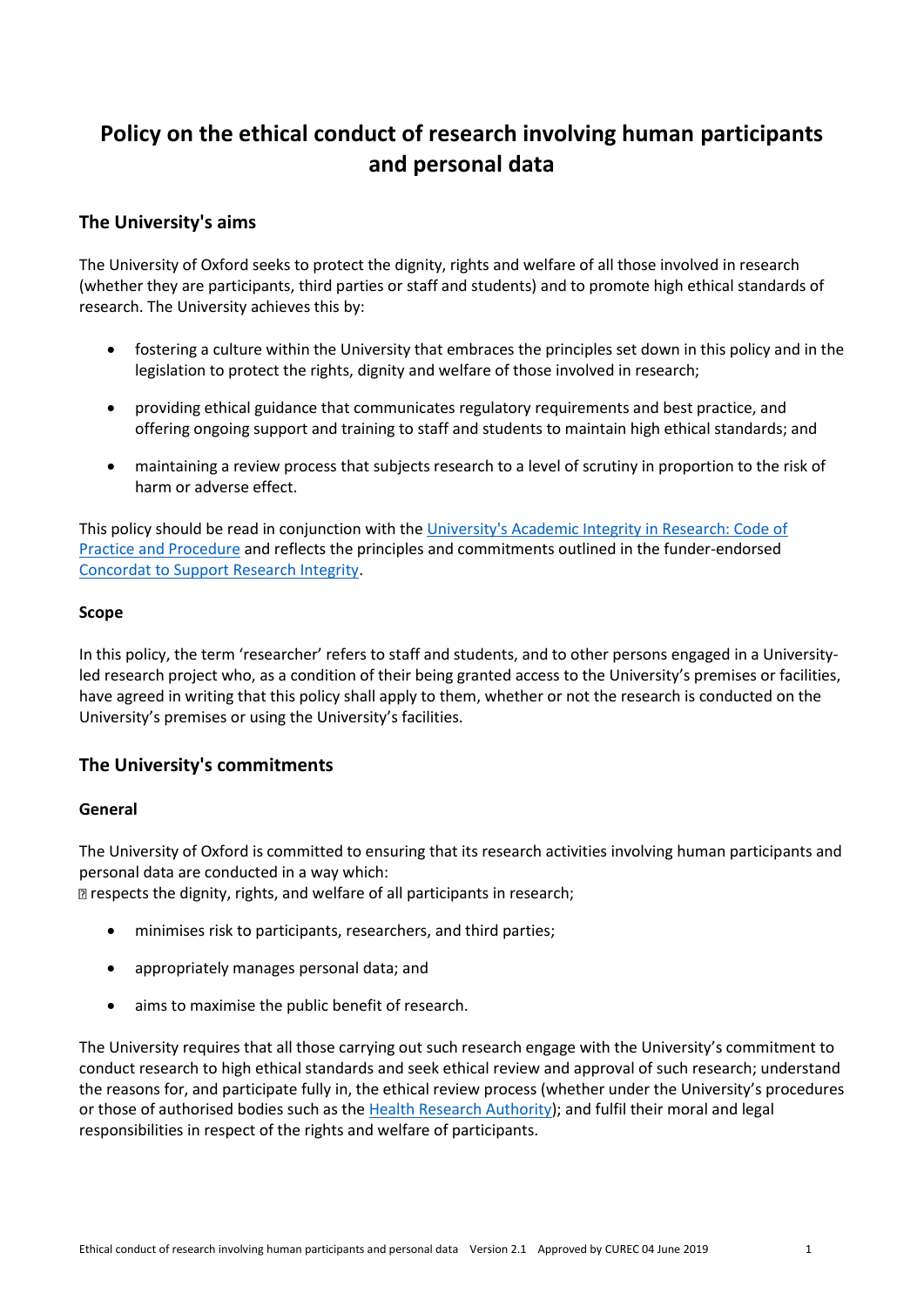# Policy on the ethical conduct of research involving human participants and personal data

## The University's aims

The University of Oxford seeks to protect the dignity, rights and welfare of all those involved in research (whether they are participants, third parties or staff and students) and to promote high ethical standards of research. The University achieves this by:

- fostering a culture within the University that embraces the principles set down in this policy and in the legislation to protect the rights, dignity and welfare of those involved in research;
- providing ethical guidance that communicates regulatory requirements and best practice, and offering ongoing support and training to staff and students to maintain high ethical standards; and
- maintaining a review process that subjects research to a level of scrutiny in proportion to the risk of harm or adverse effect.

This policy should be read in conjunction with the University's Academic Integrity in Research: Code of Practice and Procedure and reflects the principles and commitments outlined in the funder-endorsed Concordat to Support Research Integrity.

### Scope

In this policy, the term 'researcher' refers to staff and students, and to other persons engaged in a University-led research project who, as a condition of their being granted access to the University's premises or facilities, have agreed in writing that this policy shall apply to them, whether or not the research is conducted on the University's premises or using the University's facilities.

## The University's commitments

### General

The University of Oxford is committed to ensuring that its research activities involving human participants and personal data are conducted in a way which:

- respects the dignity, rights, and welfare of all participants in research;
- minimises risk to participants, researchers, and third parties;
- appropriately manages personal data; and
- aims to maximise the public benefit of research.

The University requires that all those carrying out such research engage with the University's commitment to conduct research to high ethical standards and seek ethical review and approval of such research; understand the reasons for, and participate fully in, the ethical review process (whether under the University's procedures or those of authorised bodies such as the Health Research Authority); and fulfil their moral and legal responsibilities in respect of the rights and welfare of participants.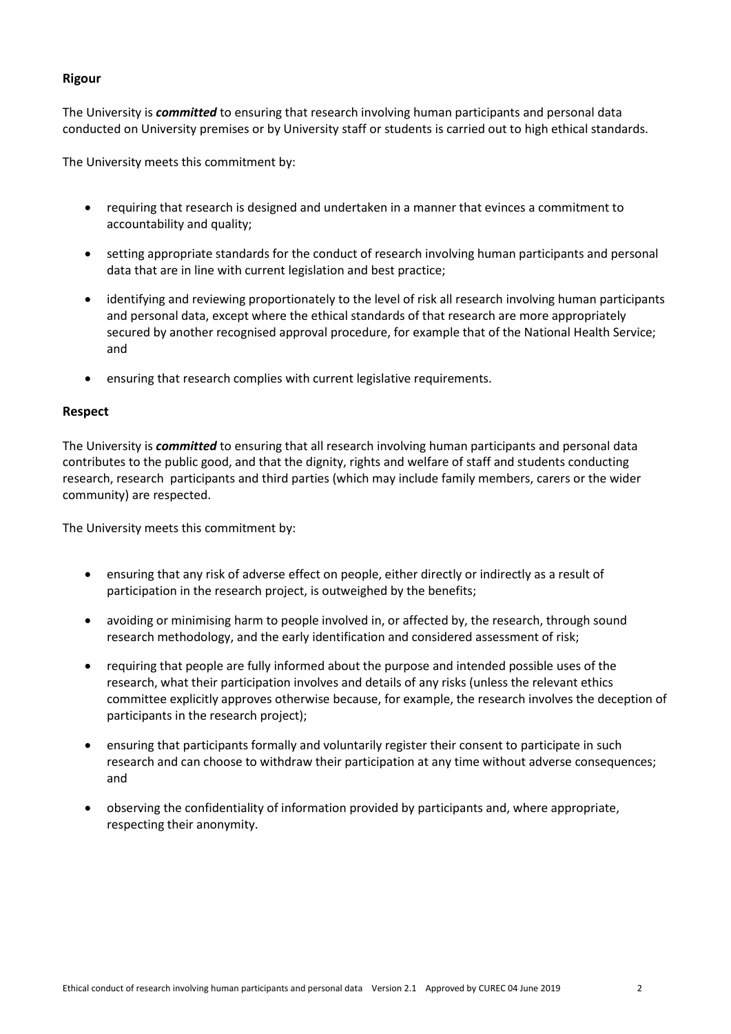## Rigour

The University is ***committed*** to ensuring that research involving human participants and personal data conducted on University premises or by University staff or students is carried out to high ethical standards.

The University meets this commitment by:

- requiring that research is designed and undertaken in a manner that evinces a commitment to accountability and quality;
- setting appropriate standards for the conduct of research involving human participants and personal data that are in line with current legislation and best practice;
- identifying and reviewing proportionately to the level of risk all research involving human participants and personal data, except where the ethical standards of that research are more appropriately secured by another recognised approval procedure, for example that of the National Health Service; and
- ensuring that research complies with current legislative requirements.

## Respect

The University is ***committed*** to ensuring that all research involving human participants and personal data contributes to the public good, and that the dignity, rights and welfare of staff and students conducting research, research participants and third parties (which may include family members, carers or the wider community) are respected.

The University meets this commitment by:

- ensuring that any risk of adverse effect on people, either directly or indirectly as a result of participation in the research project, is outweighed by the benefits;
- avoiding or minimising harm to people involved in, or affected by, the research, through sound research methodology, and the early identification and considered assessment of risk;
- requiring that people are fully informed about the purpose and intended possible uses of the research, what their participation involves and details of any risks (unless the relevant ethics committee explicitly approves otherwise because, for example, the research involves the deception of participants in the research project);
- ensuring that participants formally and voluntarily register their consent to participate in such research and can choose to withdraw their participation at any time without adverse consequences; and
- observing the confidentiality of information provided by participants and, where appropriate, respecting their anonymity.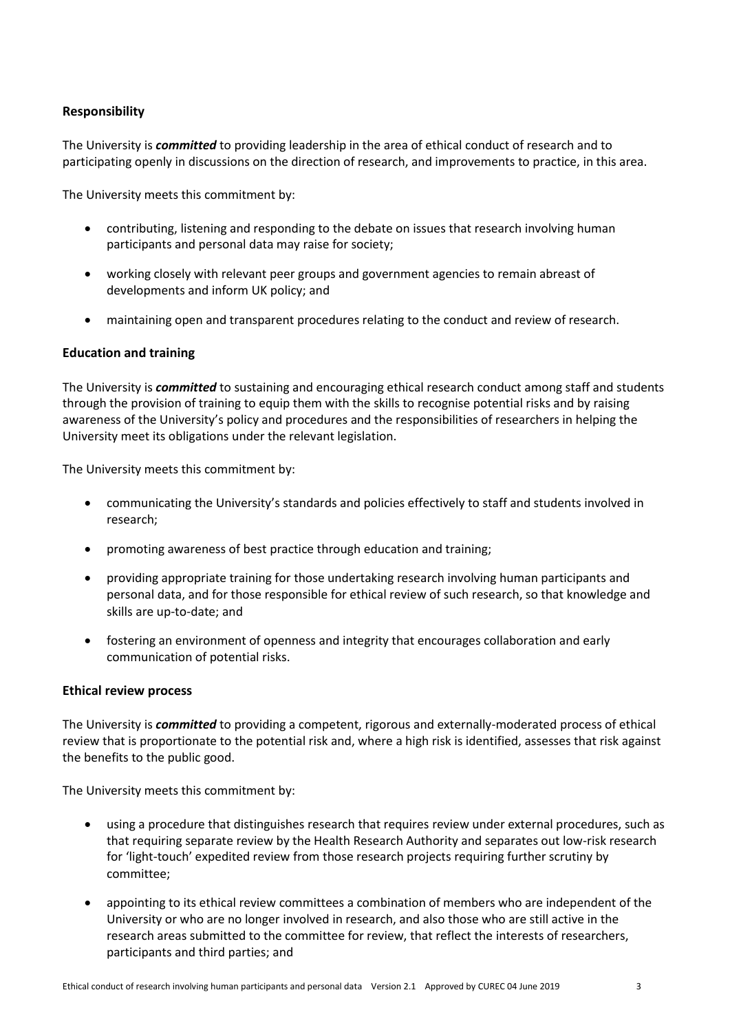### Responsibility

The University is ***committed*** to providing leadership in the area of ethical conduct of research and to participating openly in discussions on the direction of research, and improvements to practice, in this area.

The University meets this commitment by:

- contributing, listening and responding to the debate on issues that research involving human participants and personal data may raise for society;
- working closely with relevant peer groups and government agencies to remain abreast of developments and inform UK policy; and
- maintaining open and transparent procedures relating to the conduct and review of research.

### Education and training

The University is ***committed*** to sustaining and encouraging ethical research conduct among staff and students through the provision of training to equip them with the skills to recognise potential risks and by raising awareness of the University's policy and procedures and the responsibilities of researchers in helping the University meet its obligations under the relevant legislation.

The University meets this commitment by:

- communicating the University's standards and policies effectively to staff and students involved in research;
- promoting awareness of best practice through education and training;
- providing appropriate training for those undertaking research involving human participants and personal data, and for those responsible for ethical review of such research, so that knowledge and skills are up-to-date; and
- fostering an environment of openness and integrity that encourages collaboration and early communication of potential risks.

### Ethical review process

The University is ***committed*** to providing a competent, rigorous and externally-moderated process of ethical review that is proportionate to the potential risk and, where a high risk is identified, assesses that risk against the benefits to the public good.

The University meets this commitment by:

- using a procedure that distinguishes research that requires review under external procedures, such as that requiring separate review by the Health Research Authority and separates out low-risk research for 'light-touch' expedited review from those research projects requiring further scrutiny by committee;
- appointing to its ethical review committees a combination of members who are independent of the University or who are no longer involved in research, and also those who are still active in the research areas submitted to the committee for review, that reflect the interests of researchers, participants and third parties; and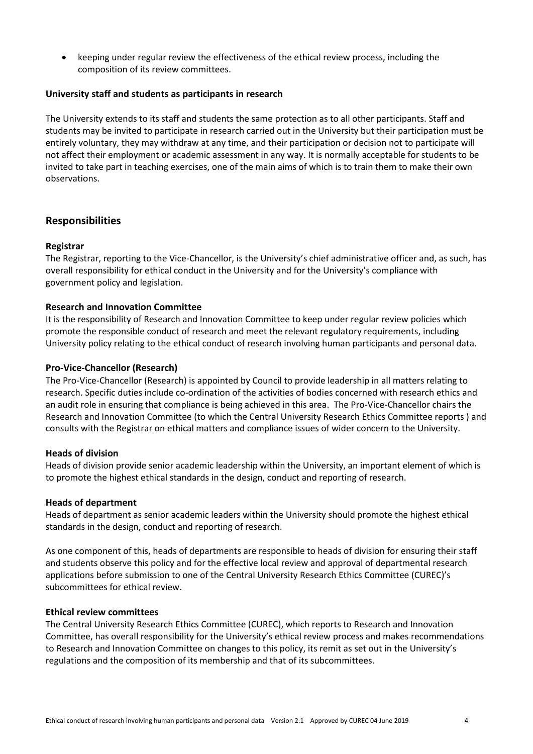- keeping under regular review the effectiveness of the ethical review process, including the composition of its review committees.

**University staff and students as participants in research**

The University extends to its staff and students the same protection as to all other participants. Staff and students may be invited to participate in research carried out in the University but their participation must be entirely voluntary, they may withdraw at any time, and their participation or decision not to participate will not affect their employment or academic assessment in any way. It is normally acceptable for students to be invited to take part in teaching exercises, one of the main aims of which is to train them to make their own observations.

## Responsibilities

**Registrar**

The Registrar, reporting to the Vice-Chancellor, is the University's chief administrative officer and, as such, has overall responsibility for ethical conduct in the University and for the University's compliance with government policy and legislation.

**Research and Innovation Committee**

It is the responsibility of Research and Innovation Committee to keep under regular review policies which promote the responsible conduct of research and meet the relevant regulatory requirements, including University policy relating to the ethical conduct of research involving human participants and personal data.

**Pro-Vice-Chancellor (Research)**

The Pro-Vice-Chancellor (Research) is appointed by Council to provide leadership in all matters relating to research. Specific duties include co-ordination of the activities of bodies concerned with research ethics and an audit role in ensuring that compliance is being achieved in this area. The Pro-Vice-Chancellor chairs the Research and Innovation Committee (to which the Central University Research Ethics Committee reports ) and consults with the Registrar on ethical matters and compliance issues of wider concern to the University.

**Heads of division**

Heads of division provide senior academic leadership within the University, an important element of which is to promote the highest ethical standards in the design, conduct and reporting of research.

**Heads of department**

Heads of department as senior academic leaders within the University should promote the highest ethical standards in the design, conduct and reporting of research.

As one component of this, heads of departments are responsible to heads of division for ensuring their staff and students observe this policy and for the effective local review and approval of departmental research applications before submission to one of the Central University Research Ethics Committee (CUREC)'s subcommittees for ethical review.

**Ethical review committees**

The Central University Research Ethics Committee (CUREC), which reports to Research and Innovation Committee, has overall responsibility for the University's ethical review process and makes recommendations to Research and Innovation Committee on changes to this policy, its remit as set out in the University's regulations and the composition of its membership and that of its subcommittees.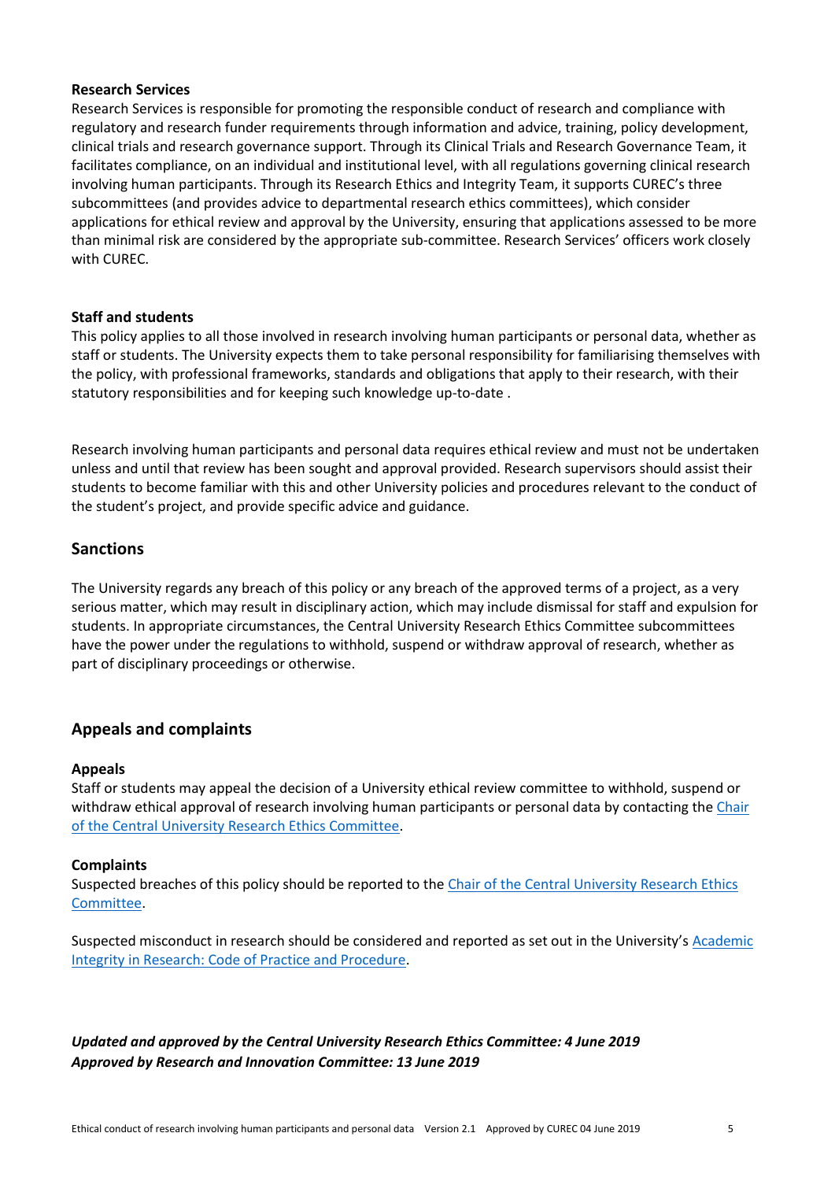### Research Services

Research Services is responsible for promoting the responsible conduct of research and compliance with regulatory and research funder requirements through information and advice, training, policy development, clinical trials and research governance support. Through its Clinical Trials and Research Governance Team, it facilitates compliance, on an individual and institutional level, with all regulations governing clinical research involving human participants. Through its Research Ethics and Integrity Team, it supports CUREC's three subcommittees (and provides advice to departmental research ethics committees), which consider applications for ethical review and approval by the University, ensuring that applications assessed to be more than minimal risk are considered by the appropriate sub-committee. Research Services' officers work closely with CUREC.

### Staff and students

This policy applies to all those involved in research involving human participants or personal data, whether as staff or students. The University expects them to take personal responsibility for familiarising themselves with the policy, with professional frameworks, standards and obligations that apply to their research, with their statutory responsibilities and for keeping such knowledge up-to-date .

Research involving human participants and personal data requires ethical review and must not be undertaken unless and until that review has been sought and approval provided. Research supervisors should assist their students to become familiar with this and other University policies and procedures relevant to the conduct of the student's project, and provide specific advice and guidance.

## Sanctions

The University regards any breach of this policy or any breach of the approved terms of a project, as a very serious matter, which may result in disciplinary action, which may include dismissal for staff and expulsion for students. In appropriate circumstances, the Central University Research Ethics Committee subcommittees have the power under the regulations to withhold, suspend or withdraw approval of research, whether as part of disciplinary proceedings or otherwise.

## Appeals and complaints

### Appeals

Staff or students may appeal the decision of a University ethical review committee to withhold, suspend or withdraw ethical approval of research involving human participants or personal data by contacting the Chair of the Central University Research Ethics Committee.

### Complaints

Suspected breaches of this policy should be reported to the Chair of the Central University Research Ethics Committee.

Suspected misconduct in research should be considered and reported as set out in the University's Academic Integrity in Research: Code of Practice and Procedure.

***Updated and approved by the Central University Research Ethics Committee: 4 June 2019***
***Approved by Research and Innovation Committee: 13 June 2019***